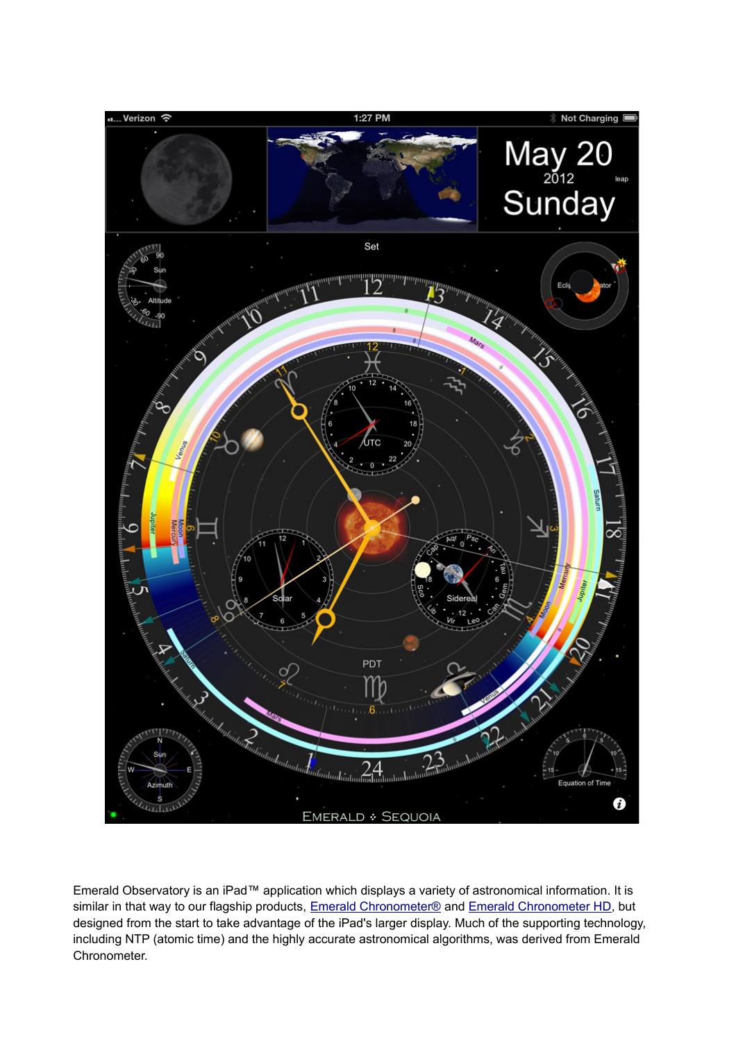Emerald Observatory is an iPad™ application which displays a variety of astronomical information. It is similar in that way to our flagship products, Emerald Chronometer® and Emerald Chronometer HD, but designed from the start to take advantage of the iPad's larger display. Much of the supporting technology, including NTP (atomic time) and the highly accurate astronomical algorithms, was derived from Emerald Chronometer.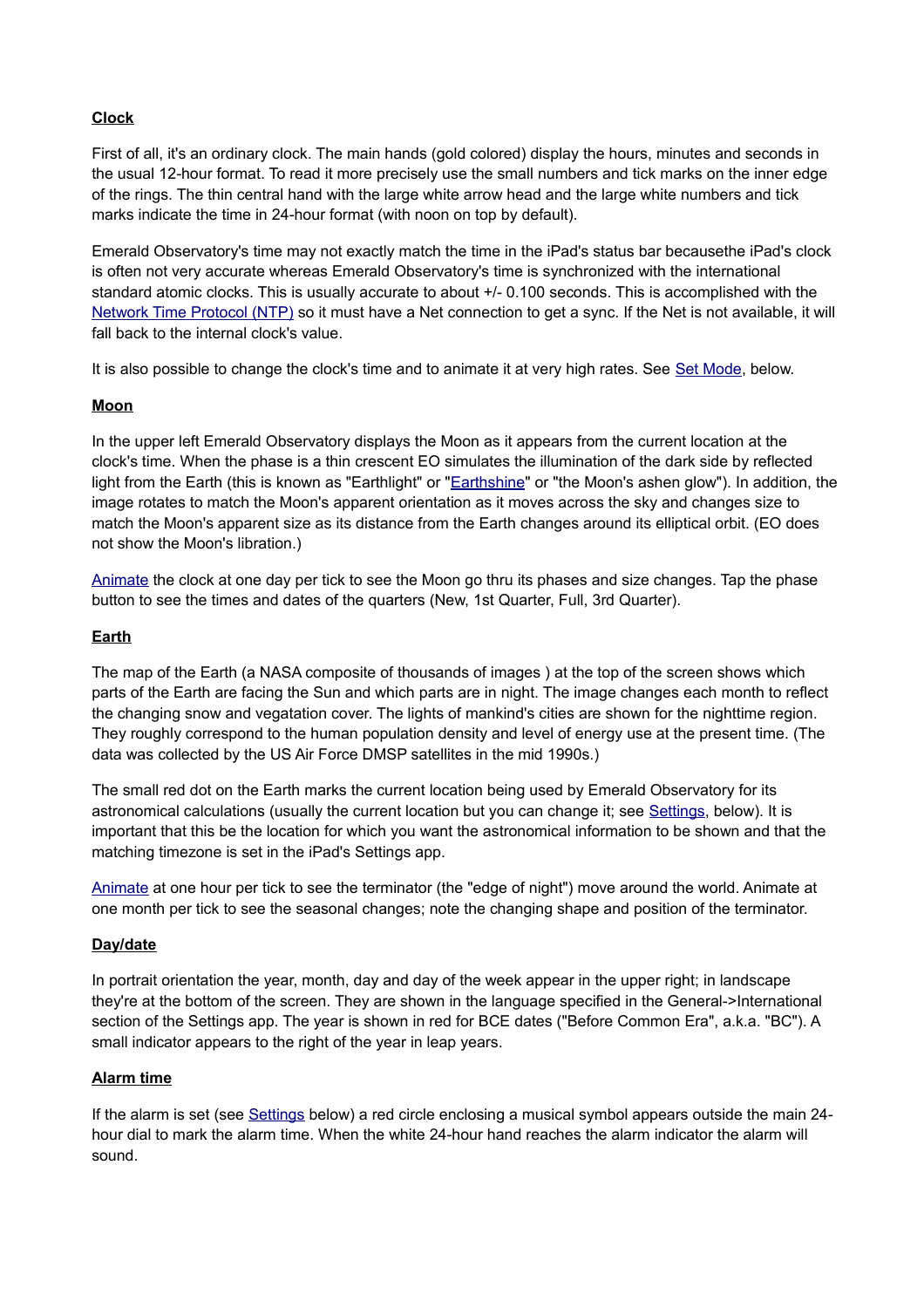**Clock**

First of all, it's an ordinary clock. The main hands (gold colored) display the hours, minutes and seconds in the usual 12-hour format. To read it more precisely use the small numbers and tick marks on the inner edge of the rings. The thin central hand with the large white arrow head and the large white numbers and tick marks indicate the time in 24-hour format (with noon on top by default).

Emerald Observatory's time may not exactly match the time in the iPad's status bar becausethe iPad's clock is often not very accurate whereas Emerald Observatory's time is synchronized with the international standard atomic clocks. This is usually accurate to about +/- 0.100 seconds. This is accomplished with the Network Time Protocol (NTP) so it must have a Net connection to get a sync. If the Net is not available, it will fall back to the internal clock's value.

It is also possible to change the clock's time and to animate it at very high rates. See Set Mode, below.

**Moon**

In the upper left Emerald Observatory displays the Moon as it appears from the current location at the clock's time. When the phase is a thin crescent EO simulates the illumination of the dark side by reflected light from the Earth (this is known as "Earthlight" or "Earthshine" or "the Moon's ashen glow"). In addition, the image rotates to match the Moon's apparent orientation as it moves across the sky and changes size to match the Moon's apparent size as its distance from the Earth changes around its elliptical orbit. (EO does not show the Moon's libration.)

Animate the clock at one day per tick to see the Moon go thru its phases and size changes. Tap the phase button to see the times and dates of the quarters (New, 1st Quarter, Full, 3rd Quarter).

**Earth**

The map of the Earth (a NASA composite of thousands of images ) at the top of the screen shows which parts of the Earth are facing the Sun and which parts are in night. The image changes each month to reflect the changing snow and vegetation cover. The lights of mankind's cities are shown for the nighttime region. They roughly correspond to the human population density and level of energy use at the present time. (The data was collected by the US Air Force DMSP satellites in the mid 1990s.)

The small red dot on the Earth marks the current location being used by Emerald Observatory for its astronomical calculations (usually the current location but you can change it; see Settings, below). It is important that this be the location for which you want the astronomical information to be shown and that the matching timezone is set in the iPad's Settings app.

Animate at one hour per tick to see the terminator (the "edge of night") move around the world. Animate at one month per tick to see the seasonal changes; note the changing shape and position of the terminator.

**Day/date**

In portrait orientation the year, month, day and day of the week appear in the upper right; in landscape they're at the bottom of the screen. They are shown in the language specified in the General->International section of the Settings app. The year is shown in red for BCE dates ("Before Common Era", a.k.a. "BC"). A small indicator appears to the right of the year in leap years.

**Alarm time**

If the alarm is set (see Settings below) a red circle enclosing a musical symbol appears outside the main 24-hour dial to mark the alarm time. When the white 24-hour hand reaches the alarm indicator the alarm will sound.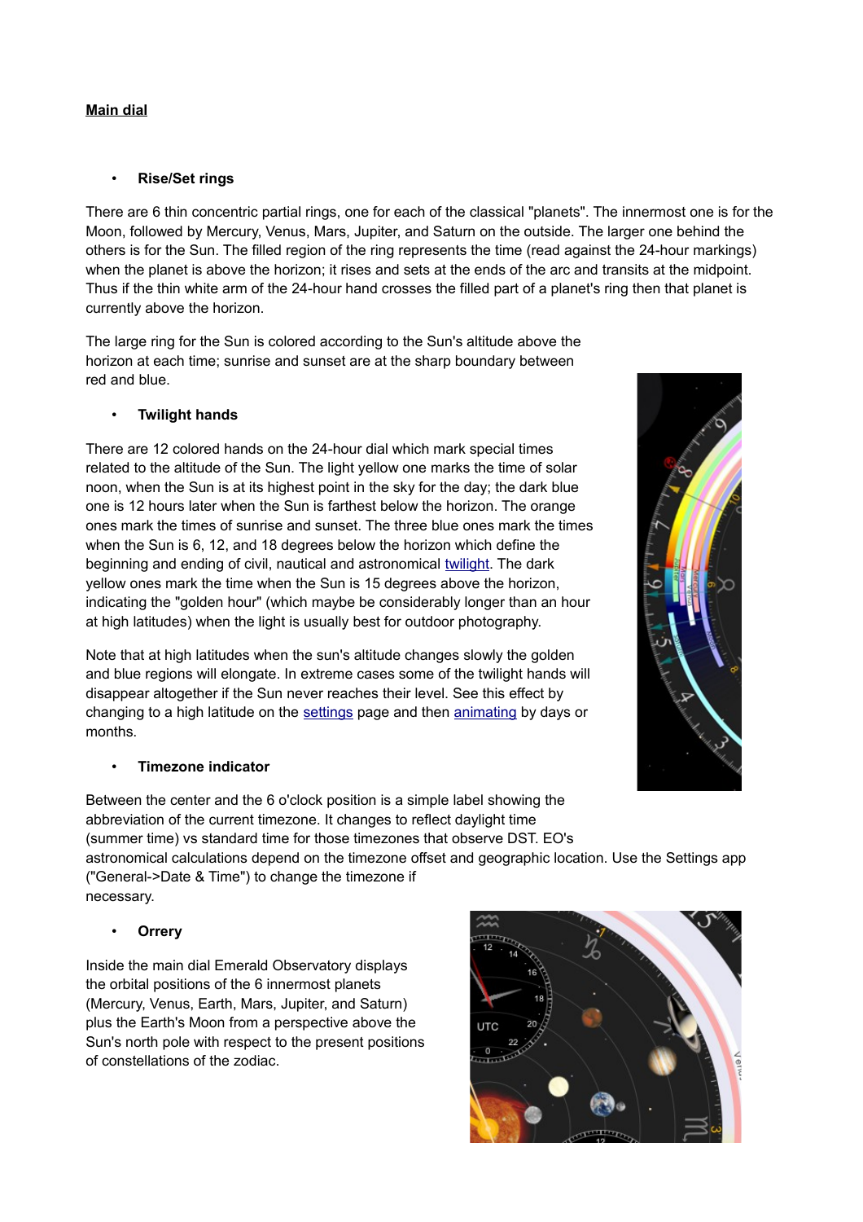**Main dial**

- **Rise/Set rings**

There are 6 thin concentric partial rings, one for each of the classical "planets". The innermost one is for the Moon, followed by Mercury, Venus, Mars, Jupiter, and Saturn on the outside. The larger one behind the others is for the Sun. The filled region of the ring represents the time (read against the 24-hour markings) when the planet is above the horizon; it rises and sets at the ends of the arc and transits at the midpoint. Thus if the thin white arm of the 24-hour hand crosses the filled part of a planet's ring then that planet is currently above the horizon.

The large ring for the Sun is colored according to the Sun's altitude above the horizon at each time; sunrise and sunset are at the sharp boundary between red and blue.

- **Twilight hands**

There are 12 colored hands on the 24-hour dial which mark special times related to the altitude of the Sun. The light yellow one marks the time of solar noon, when the Sun is at its highest point in the sky for the day; the dark blue one is 12 hours later when the Sun is farthest below the horizon. The orange ones mark the times of sunrise and sunset. The three blue ones mark the times when the Sun is 6, 12, and 18 degrees below the horizon which define the beginning and ending of civil, nautical and astronomical twilight. The dark yellow ones mark the time when the Sun is 15 degrees above the horizon, indicating the "golden hour" (which maybe be considerably longer than an hour at high latitudes) when the light is usually best for outdoor photography.

Note that at high latitudes when the sun's altitude changes slowly the golden and blue regions will elongate. In extreme cases some of the twilight hands will disappear altogether if the Sun never reaches their level. See this effect by changing to a high latitude on the settings page and then animating by days or months.

- **Timezone indicator**

Between the center and the 6 o'clock position is a simple label showing the abbreviation of the current timezone. It changes to reflect daylight time (summer time) vs standard time for those timezones that observe DST. EO's astronomical calculations depend on the timezone offset and geographic location. Use the Settings app ("General->Date & Time") to change the timezone if necessary.

- **Orrery**

Inside the main dial Emerald Observatory displays the orbital positions of the 6 innermost planets (Mercury, Venus, Earth, Mars, Jupiter, and Saturn) plus the Earth's Moon from a perspective above the Sun's north pole with respect to the present positions of constellations of the zodiac.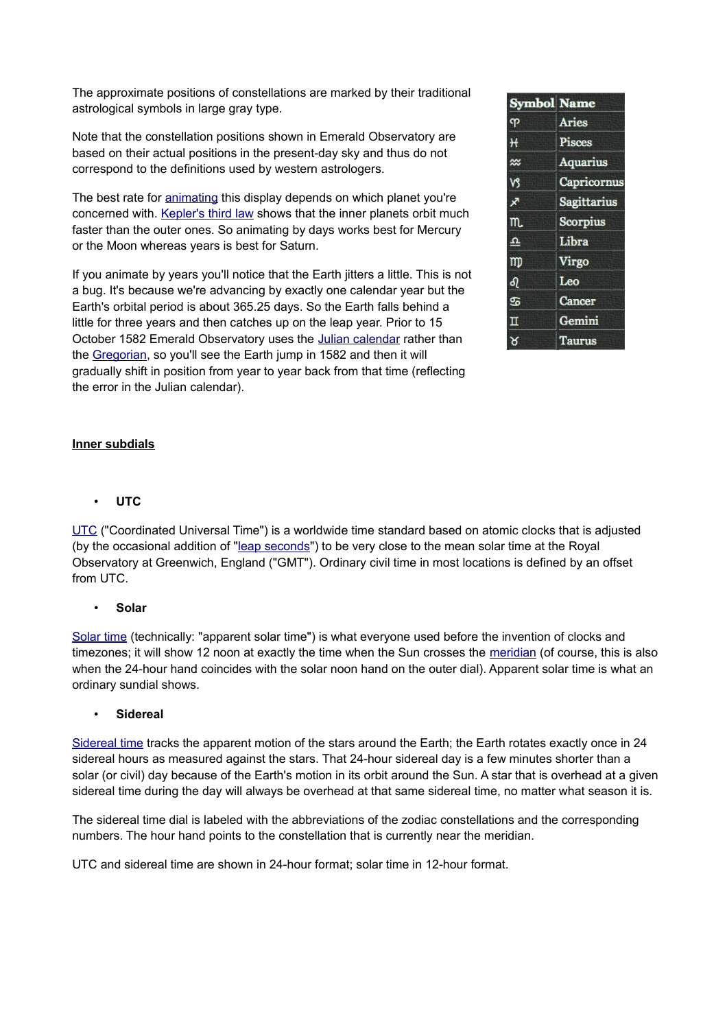The approximate positions of constellations are marked by their traditional astrological symbols in large gray type.

Note that the constellation positions shown in Emerald Observatory are based on their actual positions in the present-day sky and thus do not correspond to the definitions used by western astrologers.

| Symbol | Name |
| --- | --- |
| ♈ | Aries |
| ♓ | Pisces |
| ♒ | Aquarius |
| ♑ | Capricornus |
| ♐ | Sagittarius |
| ♏ | Scorpius |
| ♎ | Libra |
| ♍ | Virgo |
| ♌ | Leo |
| ♋ | Cancer |
| ♊ | Gemini |
| ♉ | Taurus |

The best rate for animating this display depends on which planet you're concerned with. Kepler's third law shows that the inner planets orbit much faster than the outer ones. So animating by days works best for Mercury or the Moon whereas years is best for Saturn.

If you animate by years you'll notice that the Earth jitters a little. This is not a bug. It's because we're advancing by exactly one calendar year but the Earth's orbital period is about 365.25 days. So the Earth falls behind a little for three years and then catches up on the leap year. Prior to 15 October 1582 Emerald Observatory uses the Julian calendar rather than the Gregorian, so you'll see the Earth jump in 1582 and then it will gradually shift in position from year to year back from that time (reflecting the error in the Julian calendar).

## Inner subdials

- **UTC**

UTC ("Coordinated Universal Time") is a worldwide time standard based on atomic clocks that is adjusted (by the occasional addition of "leap seconds") to be very close to the mean solar time at the Royal Observatory at Greenwich, England ("GMT"). Ordinary civil time in most locations is defined by an offset from UTC.

- **Solar**

Solar time (technically: "apparent solar time") is what everyone used before the invention of clocks and timezones; it will show 12 noon at exactly the time when the Sun crosses the meridian (of course, this is also when the 24-hour hand coincides with the solar noon hand on the outer dial). Apparent solar time is what an ordinary sundial shows.

- **Sidereal**

Sidereal time tracks the apparent motion of the stars around the Earth; the Earth rotates exactly once in 24 sidereal hours as measured against the stars. That 24-hour sidereal day is a few minutes shorter than a solar (or civil) day because of the Earth's motion in its orbit around the Sun. A star that is overhead at a given sidereal time during the day will always be overhead at that same sidereal time, no matter what season it is.

The sidereal time dial is labeled with the abbreviations of the zodiac constellations and the corresponding numbers. The hour hand points to the constellation that is currently near the meridian.

UTC and sidereal time are shown in 24-hour format; solar time in 12-hour format.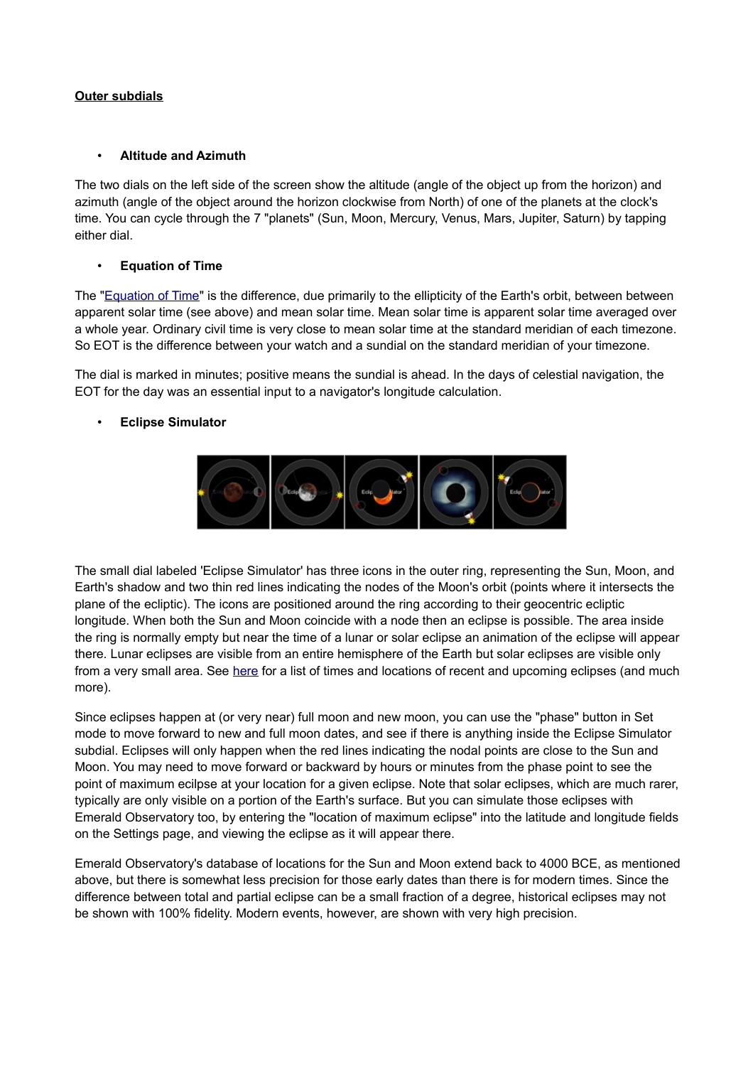**Outer subdials**

- **Altitude and Azimuth**

The two dials on the left side of the screen show the altitude (angle of the object up from the horizon) and azimuth (angle of the object around the horizon clockwise from North) of one of the planets at the clock's time. You can cycle through the 7 "planets" (Sun, Moon, Mercury, Venus, Mars, Jupiter, Saturn) by tapping either dial.

- **Equation of Time**

The "Equation of Time" is the difference, due primarily to the ellipticity of the Earth's orbit, between between apparent solar time (see above) and mean solar time. Mean solar time is apparent solar time averaged over a whole year. Ordinary civil time is very close to mean solar time at the standard meridian of each timezone. So EOT is the difference between your watch and a sundial on the standard meridian of your timezone.

The dial is marked in minutes; positive means the sundial is ahead. In the days of celestial navigation, the EOT for the day was an essential input to a navigator's longitude calculation.

- **Eclipse Simulator**

The small dial labeled 'Eclipse Simulator' has three icons in the outer ring, representing the Sun, Moon, and Earth's shadow and two thin red lines indicating the nodes of the Moon's orbit (points where it intersects the plane of the ecliptic). The icons are positioned around the ring according to their geocentric ecliptic longitude. When both the Sun and Moon coincide with a node then an eclipse is possible. The area inside the ring is normally empty but near the time of a lunar or solar eclipse an animation of the eclipse will appear there. Lunar eclipses are visible from an entire hemisphere of the Earth but solar eclipses are visible only from a very small area. See here for a list of times and locations of recent and upcoming eclipses (and much more).

Since eclipses happen at (or very near) full moon and new moon, you can use the "phase" button in Set mode to move forward to new and full moon dates, and see if there is anything inside the Eclipse Simulator subdial. Eclipses will only happen when the red lines indicating the nodal points are close to the Sun and Moon. You may need to move forward or backward by hours or minutes from the phase point to see the point of maximum ecilpse at your location for a given eclipse. Note that solar eclipses, which are much rarer, typically are only visible on a portion of the Earth's surface. But you can simulate those eclipses with Emerald Observatory too, by entering the "location of maximum eclipse" into the latitude and longitude fields on the Settings page, and viewing the eclipse as it will appear there.

Emerald Observatory's database of locations for the Sun and Moon extend back to 4000 BCE, as mentioned above, but there is somewhat less precision for those early dates than there is for modern times. Since the difference between total and partial eclipse can be a small fraction of a degree, historical eclipses may not be shown with 100% fidelity. Modern events, however, are shown with very high precision.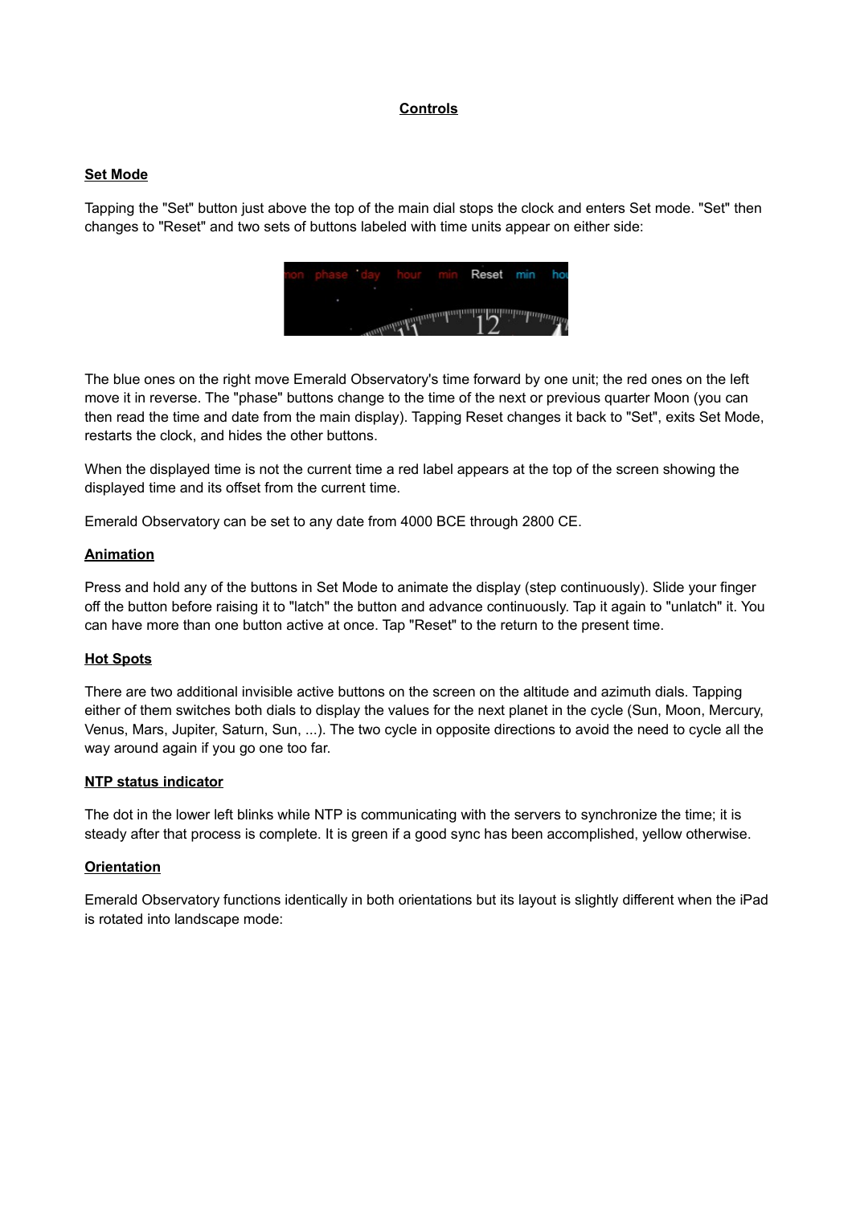# Controls

## Set Mode

Tapping the "Set" button just above the top of the main dial stops the clock and enters Set mode. "Set" then changes to "Reset" and two sets of buttons labeled with time units appear on either side:

The blue ones on the right move Emerald Observatory's time forward by one unit; the red ones on the left move it in reverse. The "phase" buttons change to the time of the next or previous quarter Moon (you can then read the time and date from the main display). Tapping Reset changes it back to "Set", exits Set Mode, restarts the clock, and hides the other buttons.

When the displayed time is not the current time a red label appears at the top of the screen showing the displayed time and its offset from the current time.

Emerald Observatory can be set to any date from 4000 BCE through 2800 CE.

## Animation

Press and hold any of the buttons in Set Mode to animate the display (step continuously). Slide your finger off the button before raising it to "latch" the button and advance continuously. Tap it again to "unlatch" it. You can have more than one button active at once. Tap "Reset" to the return to the present time.

## Hot Spots

There are two additional invisible active buttons on the screen on the altitude and azimuth dials. Tapping either of them switches both dials to display the values for the next planet in the cycle (Sun, Moon, Mercury, Venus, Mars, Jupiter, Saturn, Sun, ...). The two cycle in opposite directions to avoid the need to cycle all the way around again if you go one too far.

## NTP status indicator

The dot in the lower left blinks while NTP is communicating with the servers to synchronize the time; it is steady after that process is complete. It is green if a good sync has been accomplished, yellow otherwise.

## Orientation

Emerald Observatory functions identically in both orientations but its layout is slightly different when the iPad is rotated into landscape mode: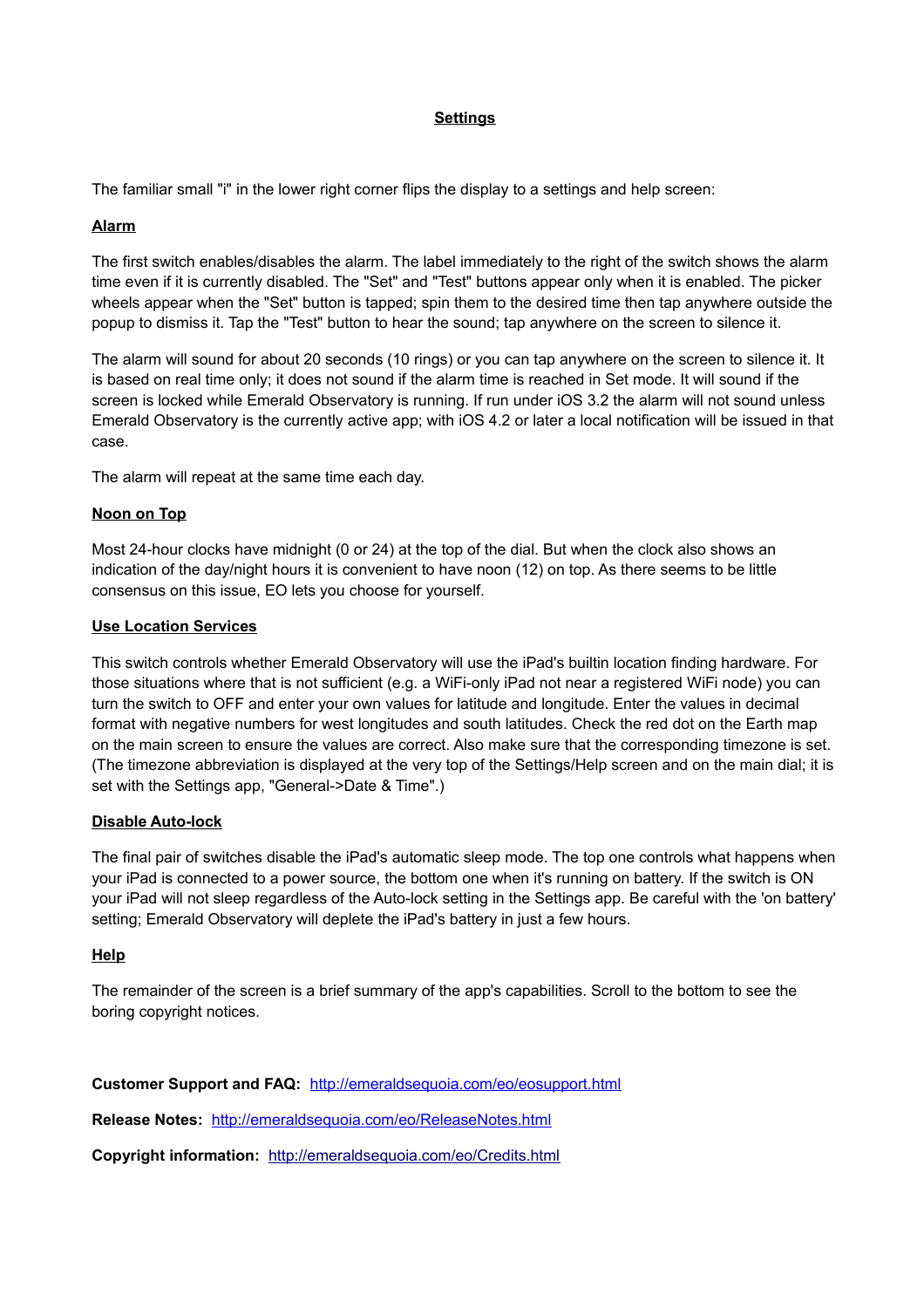# Settings

The familiar small "i" in the lower right corner flips the display to a settings and help screen:

## Alarm

The first switch enables/disables the alarm. The label immediately to the right of the switch shows the alarm time even if it is currently disabled. The "Set" and "Test" buttons appear only when it is enabled. The picker wheels appear when the "Set" button is tapped; spin them to the desired time then tap anywhere outside the popup to dismiss it. Tap the "Test" button to hear the sound; tap anywhere on the screen to silence it.

The alarm will sound for about 20 seconds (10 rings) or you can tap anywhere on the screen to silence it. It is based on real time only; it does not sound if the alarm time is reached in Set mode. It will sound if the screen is locked while Emerald Observatory is running. If run under iOS 3.2 the alarm will not sound unless Emerald Observatory is the currently active app; with iOS 4.2 or later a local notification will be issued in that case.

The alarm will repeat at the same time each day.

## Noon on Top

Most 24-hour clocks have midnight (0 or 24) at the top of the dial. But when the clock also shows an indication of the day/night hours it is convenient to have noon (12) on top. As there seems to be little consensus on this issue, EO lets you choose for yourself.

## Use Location Services

This switch controls whether Emerald Observatory will use the iPad's builtin location finding hardware. For those situations where that is not sufficient (e.g. a WiFi-only iPad not near a registered WiFi node) you can turn the switch to OFF and enter your own values for latitude and longitude. Enter the values in decimal format with negative numbers for west longitudes and south latitudes. Check the red dot on the Earth map on the main screen to ensure the values are correct. Also make sure that the corresponding timezone is set. (The timezone abbreviation is displayed at the very top of the Settings/Help screen and on the main dial; it is set with the Settings app, "General->Date & Time".)

## Disable Auto-lock

The final pair of switches disable the iPad's automatic sleep mode. The top one controls what happens when your iPad is connected to a power source, the bottom one when it's running on battery. If the switch is ON your iPad will not sleep regardless of the Auto-lock setting in the Settings app. Be careful with the 'on battery' setting; Emerald Observatory will deplete the iPad's battery in just a few hours.

## Help

The remainder of the screen is a brief summary of the app's capabilities. Scroll to the bottom to see the boring copyright notices.

**Customer Support and FAQ:** http://emeraldsequoia.com/eo/eosupport.html

**Release Notes:** http://emeraldsequoia.com/eo/ReleaseNotes.html

**Copyright information:** http://emeraldsequoia.com/eo/Credits.html